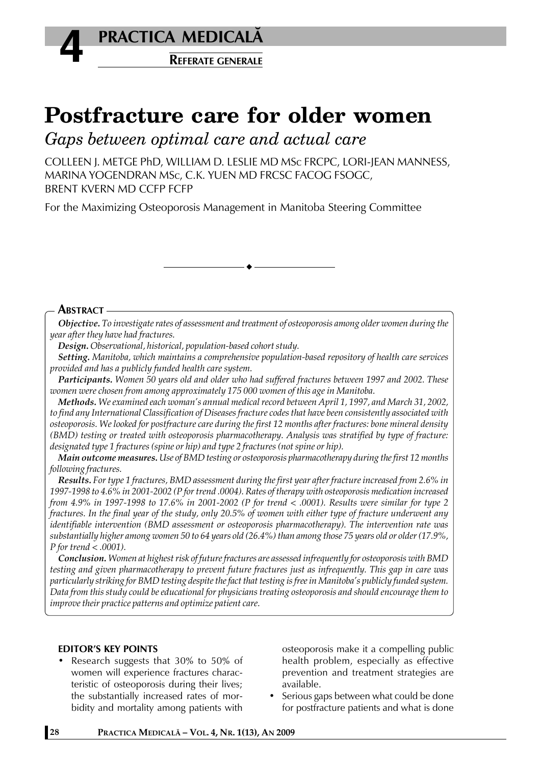# Postfracture care for older women

*Gaps between optimal care and actual care*

COLLEEN J. METGE PhD, WILLIAM D. LESLIE MD MSc FRCPC, LORI-JEAN MANNESS, MARINA YOGENDRAN MSc, C.K. YUEN MD FRCSC FACOG FSOGC, BRENT KVERN MD CCFP FCFP

For the Maximizing Osteoporosis Management in Manitoba Steering Committee

## Abstract

***Objective.*** *To investigate rates of assessment and treatment of osteoporosis among older women during the year after they have had fractures.*

***Design.*** *Observational, historical, population-based cohort study.*

***Setting.*** *Manitoba, which maintains a comprehensive population-based repository of health care services provided and has a publicly funded health care system.*

***Participants.*** *Women 50 years old and older who had suffered fractures between 1997 and 2002. These women were chosen from among approximately 175 000 women of this age in Manitoba.*

***Methods.*** *We examined each woman's annual medical record between April 1, 1997, and March 31, 2002, to find any International Classification of Diseases fracture codes that have been consistently associated with osteoporosis. We looked for postfracture care during the first 12 months after fractures: bone mineral density (BMD) testing or treated with osteoporosis pharmacotherapy. Analysis was stratified by type of fracture: designated type 1 fractures (spine or hip) and type 2 fractures (not spine or hip).*

***Main outcome measures.*** *Use of BMD testing or osteoporosis pharmacotherapy during the first 12 months following fractures.*

***Results.*** *For type 1 fractures, BMD assessment during the first year after fracture increased from 2.6% in 1997-1998 to 4.6% in 2001-2002 (P for trend .0004). Rates of therapy with osteoporosis medication increased from 4.9% in 1997-1998 to 17.6% in 2001-2002 (P for trend < .0001). Results were similar for type 2 fractures. In the final year of the study, only 20.5% of women with either type of fracture underwent any identifiable intervention (BMD assessment or osteoporosis pharmacotherapy). The intervention rate was substantially higher among women 50 to 64 years old (26.4%) than among those 75 years old or older (17.9%, P for trend < .0001).*

***Conclusion.*** *Women at highest risk of future fractures are assessed infrequently for osteoporosis with BMD testing and given pharmacotherapy to prevent future fractures just as infrequently. This gap in care was particularly striking for BMD testing despite the fact that testing is free in Manitoba's publicly funded system. Data from this study could be educational for physicians treating osteoporosis and should encourage them to improve their practice patterns and optimize patient care.*

#### EDITOR'S KEY POINTS

- Research suggests that 30% to 50% of women will experience fractures characteristic of osteoporosis during their lives; the substantially increased rates of morbidity and mortality among patients with osteoporosis make it a compelling public health problem, especially as effective prevention and treatment strategies are available.
- Serious gaps between what could be done for postfracture patients and what is done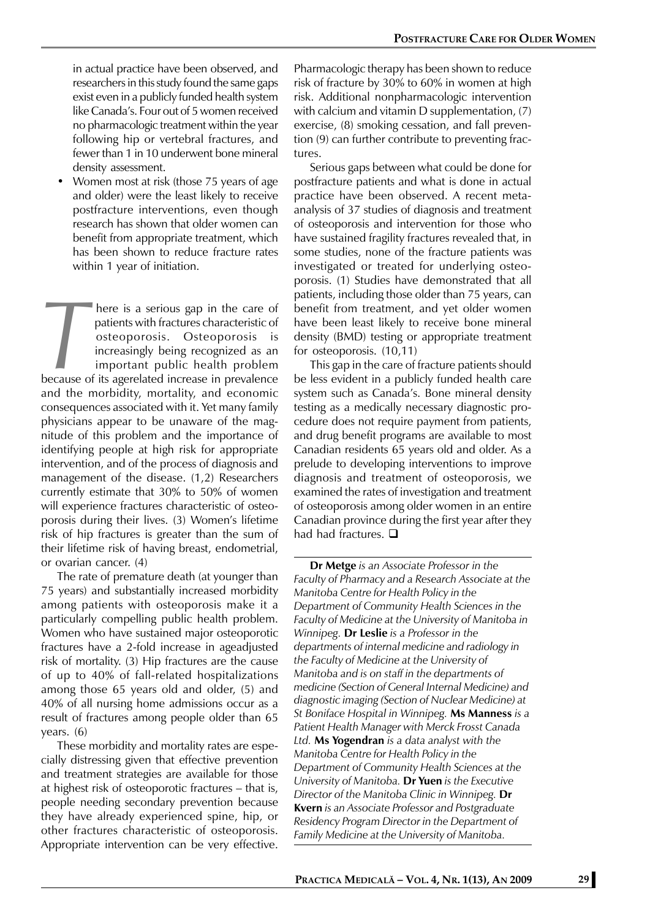in actual practice have been observed, and researchers in this study found the same gaps exist even in a publicly funded health system like Canada's. Four out of 5 women received no pharmacologic treatment within the year following hip or vertebral fractures, and fewer than 1 in 10 underwent bone mineral density assessment.

- Women most at risk (those 75 years of age and older) were the least likely to receive postfracture interventions, even though research has shown that older women can benefit from appropriate treatment, which has been shown to reduce fracture rates within 1 year of initiation.

There is a serious gap in the care of patients with fractures characteristic of osteoporosis. Osteoporosis is increasingly being recognized as an important public health problem because of its agerelated increase in prevalence and the morbidity, mortality, and economic consequences associated with it. Yet many family physicians appear to be unaware of the magnitude of this problem and the importance of identifying people at high risk for appropriate intervention, and of the process of diagnosis and management of the disease. (1,2) Researchers currently estimate that 30% to 50% of women will experience fractures characteristic of osteoporosis during their lives. (3) Women's lifetime risk of hip fractures is greater than the sum of their lifetime risk of having breast, endometrial, or ovarian cancer. (4)

The rate of premature death (at younger than 75 years) and substantially increased morbidity among patients with osteoporosis make it a particularly compelling public health problem. Women who have sustained major osteoporotic fractures have a 2-fold increase in ageadjusted risk of mortality. (3) Hip fractures are the cause of up to 40% of fall-related hospitalizations among those 65 years old and older, (5) and 40% of all nursing home admissions occur as a result of fractures among people older than 65 years. (6)

These morbidity and mortality rates are especially distressing given that effective prevention and treatment strategies are available for those at highest risk of osteoporotic fractures – that is, people needing secondary prevention because they have already experienced spine, hip, or other fractures characteristic of osteoporosis. Appropriate intervention can be very effective. Pharmacologic therapy has been shown to reduce risk of fracture by 30% to 60% in women at high risk. Additional nonpharmacologic intervention with calcium and vitamin D supplementation, (7) exercise, (8) smoking cessation, and fall prevention (9) can further contribute to preventing fractures.

Serious gaps between what could be done for postfracture patients and what is done in actual practice have been observed. A recent metaanalysis of 37 studies of diagnosis and treatment of osteoporosis and intervention for those who have sustained fragility fractures revealed that, in some studies, none of the fracture patients was investigated or treated for underlying osteoporosis. (1) Studies have demonstrated that all patients, including those older than 75 years, can benefit from treatment, and yet older women have been least likely to receive bone mineral density (BMD) testing or appropriate treatment for osteoporosis. (10,11)

This gap in the care of fracture patients should be less evident in a publicly funded health care system such as Canada's. Bone mineral density testing as a medically necessary diagnostic procedure does not require payment from patients, and drug benefit programs are available to most Canadian residents 65 years old and older. As a prelude to developing interventions to improve diagnosis and treatment of osteoporosis, we examined the rates of investigation and treatment of osteoporosis among older women in an entire Canadian province during the first year after they had had fractures. ❑

---

**Dr Metge** *is an Associate Professor in the Faculty of Pharmacy and a Research Associate at the Manitoba Centre for Health Policy in the Department of Community Health Sciences in the Faculty of Medicine at the University of Manitoba in Winnipeg.* **Dr Leslie** *is a Professor in the departments of internal medicine and radiology in the Faculty of Medicine at the University of Manitoba and is on staff in the departments of medicine (Section of General Internal Medicine) and diagnostic imaging (Section of Nuclear Medicine) at St Boniface Hospital in Winnipeg.* **Ms Manness** *is a Patient Health Manager with Merck Frosst Canada Ltd.* **Ms Yogendran** *is a data analyst with the Manitoba Centre for Health Policy in the Department of Community Health Sciences at the University of Manitoba.* **Dr Yuen** *is the Executive Director of the Manitoba Clinic in Winnipeg.* **Dr Kvern** *is an Associate Professor and Postgraduate Residency Program Director in the Department of Family Medicine at the University of Manitoba.*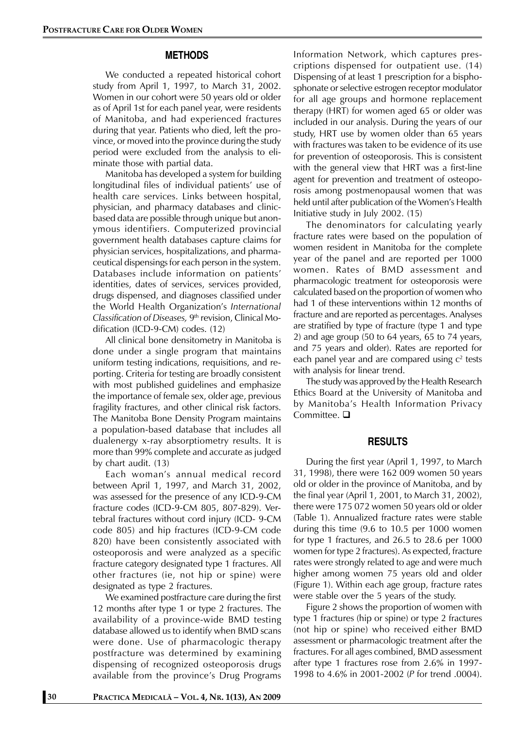## METHODS

We conducted a repeated historical cohort study from April 1, 1997, to March 31, 2002. Women in our cohort were 50 years old or older as of April 1st for each panel year, were residents of Manitoba, and had experienced fractures during that year. Patients who died, left the province, or moved into the province during the study period were excluded from the analysis to eliminate those with partial data.

Manitoba has developed a system for building longitudinal files of individual patients' use of health care services. Links between hospital, physician, and pharmacy databases and clinic-based data are possible through unique but anonymous identifiers. Computerized provincial government health databases capture claims for physician services, hospitalizations, and pharmaceutical dispensings for each person in the system. Databases include information on patients' identities, dates of services, services provided, drugs dispensed, and diagnoses classified under the World Health Organization's *International Classification of Diseases,* 9th revision, Clinical Modification (ICD-9-CM) codes. (12)

All clinical bone densitometry in Manitoba is done under a single program that maintains uniform testing indications, requisitions, and reporting. Criteria for testing are broadly consistent with most published guidelines and emphasize the importance of female sex, older age, previous fragility fractures, and other clinical risk factors. The Manitoba Bone Density Program maintains a population-based database that includes all dualenergy x-ray absorptiometry results. It is more than 99% complete and accurate as judged by chart audit. (13)

Each woman's annual medical record between April 1, 1997, and March 31, 2002, was assessed for the presence of any ICD-9-CM fracture codes (ICD-9-CM 805, 807-829). Vertebral fractures without cord injury (ICD- 9-CM code 805) and hip fractures (ICD-9-CM code 820) have been consistently associated with osteoporosis and were analyzed as a specific fracture category designated type 1 fractures. All other fractures (ie, not hip or spine) were designated as type 2 fractures.

We examined postfracture care during the first 12 months after type 1 or type 2 fractures. The availability of a province-wide BMD testing database allowed us to identify when BMD scans were done. Use of pharmacologic therapy postfracture was determined by examining dispensing of recognized osteoporosis drugs available from the province's Drug Programs Information Network, which captures prescriptions dispensed for outpatient use. (14) Dispensing of at least 1 prescription for a bisphosphonate or selective estrogen receptor modulator for all age groups and hormone replacement therapy (HRT) for women aged 65 or older was included in our analysis. During the years of our study, HRT use by women older than 65 years with fractures was taken to be evidence of its use for prevention of osteoporosis. This is consistent with the general view that HRT was a first-line agent for prevention and treatment of osteoporosis among postmenopausal women that was held until after publication of the Women's Health Initiative study in July 2002. (15)

The denominators for calculating yearly fracture rates were based on the population of women resident in Manitoba for the complete year of the panel and are reported per 1000 women. Rates of BMD assessment and pharmacologic treatment for osteoporosis were calculated based on the proportion of women who had 1 of these interventions within 12 months of fracture and are reported as percentages. Analyses are stratified by type of fracture (type 1 and type 2) and age group (50 to 64 years, 65 to 74 years, and 75 years and older). Rates are reported for each panel year and are compared using $c^2$ tests with analysis for linear trend.

The study was approved by the Health Research Ethics Board at the University of Manitoba and by Manitoba's Health Information Privacy Committee. ❑

## RESULTS

During the first year (April 1, 1997, to March 31, 1998), there were 162 009 women 50 years old or older in the province of Manitoba, and by the final year (April 1, 2001, to March 31, 2002), there were 175 072 women 50 years old or older (Table 1). Annualized fracture rates were stable during this time (9.6 to 10.5 per 1000 women for type 1 fractures, and 26.5 to 28.6 per 1000 women for type 2 fractures). As expected, fracture rates were strongly related to age and were much higher among women 75 years old and older (Figure 1). Within each age group, fracture rates were stable over the 5 years of the study.

Figure 2 shows the proportion of women with type 1 fractures (hip or spine) or type 2 fractures (not hip or spine) who received either BMD assessment or pharmacologic treatment after the fractures. For all ages combined, BMD assessment after type 1 fractures rose from 2.6% in 1997-1998 to 4.6% in 2001-2002 (*P* for trend .0004).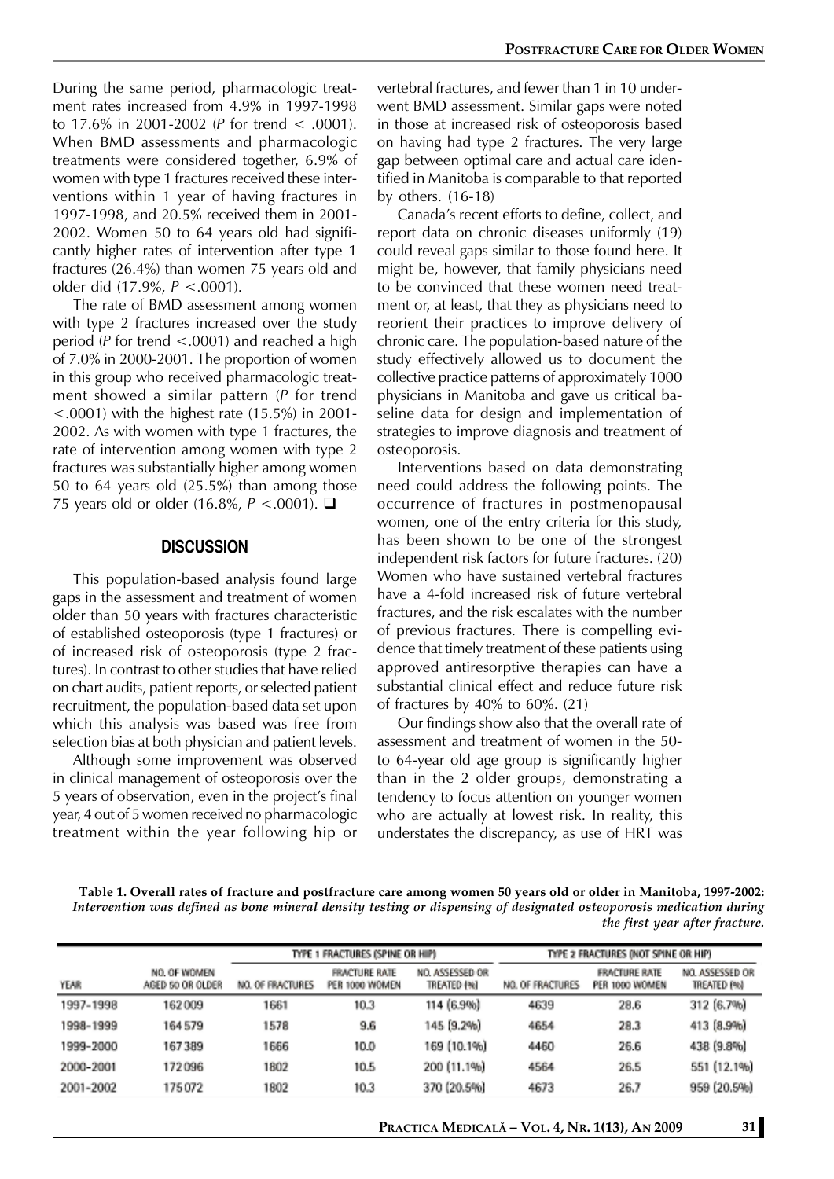During the same period, pharmacologic treatment rates increased from 4.9% in 1997-1998 to 17.6% in 2001-2002 ($P$ for trend $< .0001$). When BMD assessments and pharmacologic treatments were considered together, 6.9% of women with type 1 fractures received these interventions within 1 year of having fractures in 1997-1998, and 20.5% received them in 2001-2002. Women 50 to 64 years old had significantly higher rates of intervention after type 1 fractures (26.4%) than women 75 years old and older did (17.9%, $P < .0001$).

The rate of BMD assessment among women with type 2 fractures increased over the study period ($P$ for trend $< .0001$) and reached a high of 7.0% in 2000-2001. The proportion of women in this group who received pharmacologic treatment showed a similar pattern ($P$ for trend $< .0001$) with the highest rate (15.5%) in 2001-2002. As with women with type 1 fractures, the rate of intervention among women with type 2 fractures was substantially higher among women 50 to 64 years old (25.5%) than among those 75 years old or older (16.8%, $P < .0001$). ❑

## DISCUSSION

This population-based analysis found large gaps in the assessment and treatment of women older than 50 years with fractures characteristic of established osteoporosis (type 1 fractures) or of increased risk of osteoporosis (type 2 fractures). In contrast to other studies that have relied on chart audits, patient reports, or selected patient recruitment, the population-based data set upon which this analysis was based was free from selection bias at both physician and patient levels.

Although some improvement was observed in clinical management of osteoporosis over the 5 years of observation, even in the project's final year, 4 out of 5 women received no pharmacologic treatment within the year following hip or vertebral fractures, and fewer than 1 in 10 underwent BMD assessment. Similar gaps were noted in those at increased risk of osteoporosis based on having had type 2 fractures. The very large gap between optimal care and actual care identified in Manitoba is comparable to that reported by others. (16-18)

Canada's recent efforts to define, collect, and report data on chronic diseases uniformly (19) could reveal gaps similar to those found here. It might be, however, that family physicians need to be convinced that these women need treatment or, at least, that they as physicians need to reorient their practices to improve delivery of chronic care. The population-based nature of the study effectively allowed us to document the collective practice patterns of approximately 1000 physicians in Manitoba and gave us critical baseline data for design and implementation of strategies to improve diagnosis and treatment of osteoporosis.

Interventions based on data demonstrating need could address the following points. The occurrence of fractures in postmenopausal women, one of the entry criteria for this study, has been shown to be one of the strongest independent risk factors for future fractures. (20) Women who have sustained vertebral fractures have a 4-fold increased risk of future vertebral fractures, and the risk escalates with the number of previous fractures. There is compelling evidence that timely treatment of these patients using approved antiresorptive therapies can have a substantial clinical effect and reduce future risk of fractures by 40% to 60%. (21)

Our findings show also that the overall rate of assessment and treatment of women in the 50- to 64-year old age group is significantly higher than in the 2 older groups, demonstrating a tendency to focus attention on younger women who are actually at lowest risk. In reality, this understates the discrepancy, as use of HRT was

**Table 1. Overall rates of fracture and postfracture care among women 50 years old or older in Manitoba, 1997-2002:** *Intervention was defined as bone mineral density testing or dispensing of designated osteoporosis medication during the first year after fracture.*

| | | TYPE 1 FRACTURES (SPINE OR HIP) | | | TYPE 2 FRACTURES (NOT SPINE OR HIP) | | |
|---|---|---|---|---|---|---|---|
| YEAR | NO. OF WOMEN AGED 50 OR OLDER | NO. OF FRACTURES | FRACTURE RATE PER 1000 WOMEN | NO. ASSESSED OR TREATED (%) | NO. OF FRACTURES | FRACTURE RATE PER 1000 WOMEN | NO. ASSESSED OR TREATED (%) |
| 1997-1998 | 162 009 | 1661 | 10.3 | 114 (6.9%) | 4639 | 28.6 | 312 (6.7%) |
| 1998-1999 | 164 579 | 1578 | 9.6 | 145 (9.2%) | 4654 | 28.3 | 413 (8.9%) |
| 1999-2000 | 167 389 | 1666 | 10.0 | 169 (10.1%) | 4460 | 26.6 | 438 (9.8%) |
| 2000-2001 | 172 096 | 1802 | 10.5 | 200 (11.1%) | 4564 | 26.5 | 551 (12.1%) |
| 2001-2002 | 175 072 | 1802 | 10.3 | 370 (20.5%) | 4673 | 26.7 | 959 (20.5%) |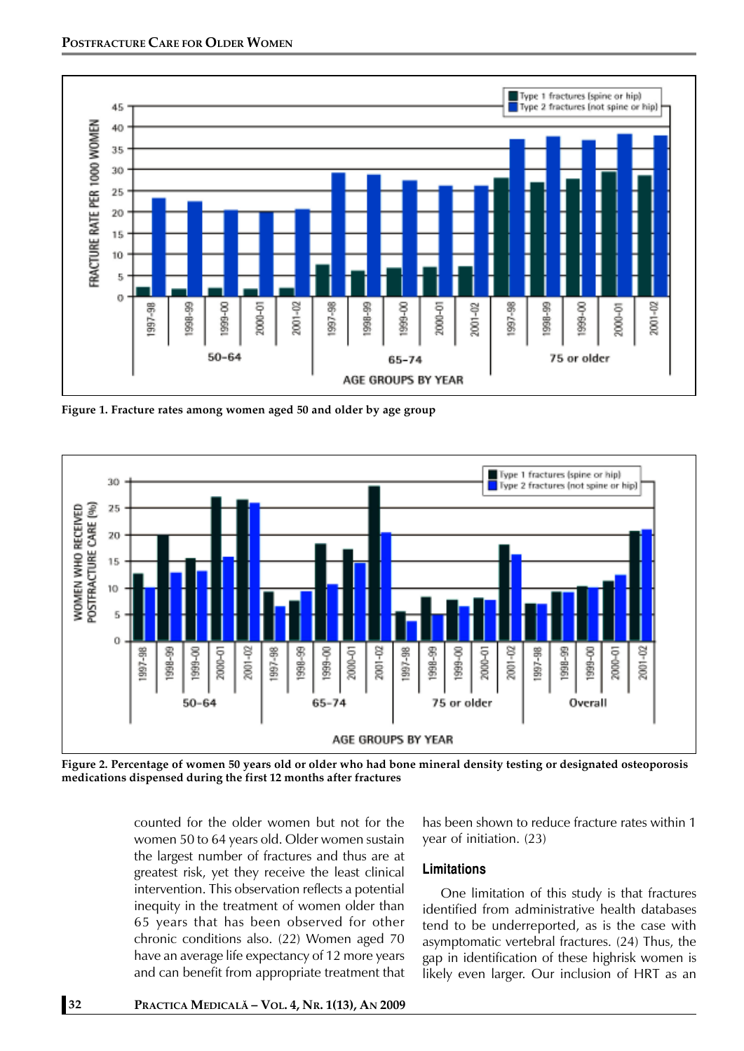Figure 1. Fracture rates among women aged 50 and older by age group

Figure 2. Percentage of women 50 years old or older who had bone mineral density testing or designated osteoporosis medications dispensed during the first 12 months after fractures

counted for the older women but not for the women 50 to 64 years old. Older women sustain the largest number of fractures and thus are at greatest risk, yet they receive the least clinical intervention. This observation reflects a potential inequity in the treatment of women older than 65 years that has been observed for other chronic conditions also. (22) Women aged 70 have an average life expectancy of 12 more years and can benefit from appropriate treatment that has been shown to reduce fracture rates within 1 year of initiation. (23)

## Limitations

One limitation of this study is that fractures identified from administrative health databases tend to be underreported, as is the case with asymptomatic vertebral fractures. (24) Thus, the gap in identification of these highrisk women is likely even larger. Our inclusion of HRT as an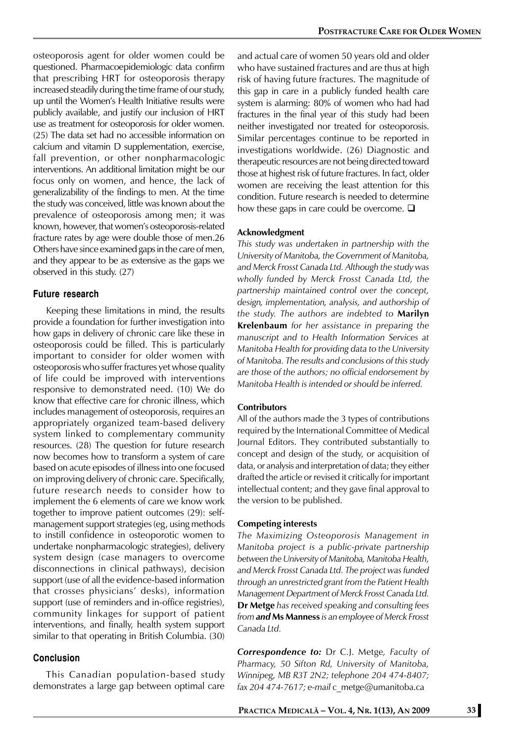osteoporosis agent for older women could be questioned. Pharmacoepidemiologic data confirm that prescribing HRT for osteoporosis therapy increased steadily during the time frame of our study, up until the Women's Health Initiative results were publicly available, and justify our inclusion of HRT use as treatment for osteoporosis for older women. (25) The data set had no accessible information on calcium and vitamin D supplementation, exercise, fall prevention, or other nonpharmacologic interventions. An additional limitation might be our focus only on women, and hence, the lack of generalizability of the findings to men. At the time the study was conceived, little was known about the prevalence of osteoporosis among men; it was known, however, that women's osteoporosis-related fracture rates by age were double those of men.26 Others have since examined gaps in the care of men, and they appear to be as extensive as the gaps we observed in this study. (27)

## Future research

Keeping these limitations in mind, the results provide a foundation for further investigation into how gaps in delivery of chronic care like these in osteoporosis could be filled. This is particularly important to consider for older women with osteoporosis who suffer fractures yet whose quality of life could be improved with interventions responsive to demonstrated need. (10) We do know that effective care for chronic illness, which includes management of osteoporosis, requires an appropriately organized team-based delivery system linked to complementary community resources. (28) The question for future research now becomes how to transform a system of care based on acute episodes of illness into one focused on improving delivery of chronic care. Specifically, future research needs to consider how to implement the 6 elements of care we know work together to improve patient outcomes (29): self-management support strategies (eg, using methods to instill confidence in osteoporotic women to undertake nonpharmacologic strategies), delivery system design (case managers to overcome disconnections in clinical pathways), decision support (use of all the evidence-based information that crosses physicians' desks), information support (use of reminders and in-office registries), community linkages for support of patient interventions, and finally, health system support similar to that operating in British Columbia. (30)

## Conclusion

This Canadian population-based study demonstrates a large gap between optimal care and actual care of women 50 years old and older who have sustained fractures and are thus at high risk of having future fractures. The magnitude of this gap in care in a publicly funded health care system is alarming: 80% of women who had had fractures in the final year of this study had been neither investigated nor treated for osteoporosis. Similar percentages continue to be reported in investigations worldwide. (26) Diagnostic and therapeutic resources are not being directed toward those at highest risk of future fractures. In fact, older women are receiving the least attention for this condition. Future research is needed to determine how these gaps in care could be overcome. ❑

### Acknowledgment

*This study was undertaken in partnership with the University of Manitoba, the Government of Manitoba, and Merck Frosst Canada Ltd. Although the study was wholly funded by Merck Frosst Canada Ltd, the partnership maintained control over the concept, design, implementation, analysis, and authorship of the study. The authors are indebted to* **Marilyn Krelenbaum** *for her assistance in preparing the manuscript and to Health Information Services at Manitoba Health for providing data to the University of Manitoba. The results and conclusions of this study are those of the authors; no official endorsement by Manitoba Health is intended or should be inferred.*

### Contributors

All of the authors made the 3 types of contributions required by the International Committee of Medical Journal Editors. They contributed substantially to concept and design of the study, or acquisition of data, or analysis and interpretation of data; they either drafted the article or revised it critically for important intellectual content; and they gave final approval to the version to be published.

### Competing interests

*The Maximizing Osteoporosis Management in Manitoba project is a public-private partnership between the University of Manitoba, Manitoba Health, and Merck Frosst Canada Ltd. The project was funded through an unrestricted grant from the Patient Health Management Department of Merck Frosst Canada Ltd.* **Dr Metge** *has received speaking and consulting fees from* ***and*** **Ms Manness** *is an employee of Merck Frosst Canada Ltd.*

***Correspondence to:*** Dr C.J. Metge*, Faculty of Pharmacy, 50 Sifton Rd, University of Manitoba, Winnipeg, MB R3T 2N2; telephone 204 474-8407; fax 204 474-7617; e-mail* c_metge@umanitoba.ca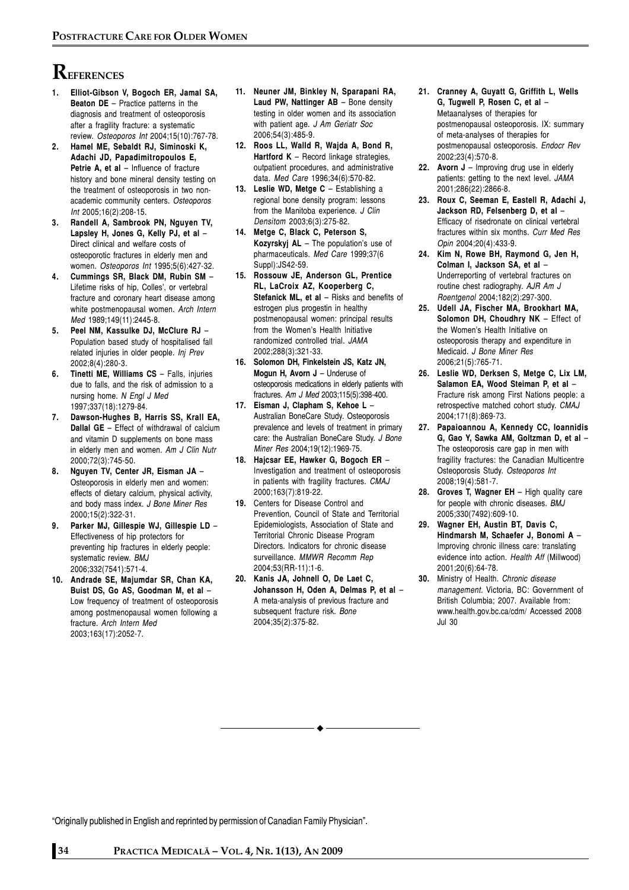# References

1. **Elliot-Gibson V, Bogoch ER, Jamal SA, Beaton DE** – Practice patterns in the diagnosis and treatment of osteoporosis after a fragility fracture: a systematic review. *Osteoporos Int* 2004;15(10):767-78.
2. **Hamel ME, Sebaldt RJ, Siminoski K, Adachi JD, Papadimitropoulos E, Petrie A, et al** – Influence of fracture history and bone mineral density testing on the treatment of osteoporosis in two non-academic community centers. *Osteoporos Int* 2005;16(2):208-15.
3. **Randell A, Sambrook PN, Nguyen TV, Lapsley H, Jones G, Kelly PJ, et al** – Direct clinical and welfare costs of osteoporotic fractures in elderly men and women. *Osteoporos Int* 1995;5(6):427-32.
4. **Cummings SR, Black DM, Rubin SM** – Lifetime risks of hip, Colles', or vertebral fracture and coronary heart disease among white postmenopausal women. *Arch Intern Med* 1989;149(11):2445-8.
5. **Peel NM, Kassulke DJ, McClure RJ** – Population based study of hospitalised fall related injuries in older people. *Inj Prev* 2002;8(4):280-3.
6. **Tinetti ME, Williams CS** – Falls, injuries due to falls, and the risk of admission to a nursing home. *N Engl J Med* 1997;337(18):1279-84.
7. **Dawson-Hughes B, Harris SS, Krall EA, Dallal GE** – Effect of withdrawal of calcium and vitamin D supplements on bone mass in elderly men and women. *Am J Clin Nutr* 2000;72(3):745-50.
8. **Nguyen TV, Center JR, Eisman JA** – Osteoporosis in elderly men and women: effects of dietary calcium, physical activity, and body mass index. *J Bone Miner Res* 2000;15(2):322-31.
9. **Parker MJ, Gillespie WJ, Gillespie LD** – Effectiveness of hip protectors for preventing hip fractures in elderly people: systematic review. *BMJ* 2006;332(7541):571-4.
10. **Andrade SE, Majumdar SR, Chan KA, Buist DS, Go AS, Goodman M, et al** – Low frequency of treatment of osteoporosis among postmenopausal women following a fracture. *Arch Intern Med* 2003;163(17):2052-7.
11. **Neuner JM, Binkley N, Sparapani RA, Laud PW, Nattinger AB** – Bone density testing in older women and its association with patient age. *J Am Geriatr Soc* 2006;54(3):485-9.
12. **Roos LL, Walld R, Wajda A, Bond R, Hartford K** – Record linkage strategies, outpatient procedures, and administrative data. *Med Care* 1996;34(6):570-82.
13. **Leslie WD, Metge C** – Establishing a regional bone density program: lessons from the Manitoba experience. *J Clin Densitom* 2003;6(3):275-82.
14. **Metge C, Black C, Peterson S, Kozyrskyj AL** – The population's use of pharmaceuticals. *Med Care* 1999;37(6 Suppl):JS42-59.
15. **Rossouw JE, Anderson GL, Prentice RL, LaCroix AZ, Kooperberg C, Stefanick ML, et al** – Risks and benefits of estrogen plus progestin in healthy postmenopausal women: principal results from the Women's Health Initiative randomized controlled trial. *JAMA* 2002;288(3):321-33.
16. **Solomon DH, Finkelstein JS, Katz JN, Mogun H, Avorn J** – Underuse of osteoporosis medications in elderly patients with fractures. *Am J Med* 2003;115(5):398-400.
17. **Eisman J, Clapham S, Kehoe L** – Australian BoneCare Study. Osteoporosis prevalence and levels of treatment in primary care: the Australian BoneCare Study. *J Bone Miner Res* 2004;19(12):1969-75.
18. **Hajcsar EE, Hawker G, Bogoch ER** – Investigation and treatment of osteoporosis in patients with fragility fractures. *CMAJ* 2000;163(7):819-22.
19. Centers for Disease Control and Prevention, Council of State and Territorial Epidemiologists, Association of State and Territorial Chronic Disease Program Directors. Indicators for chronic disease surveillance. *MMWR Recomm Rep* 2004;53(RR-11):1-6.
20. **Kanis JA, Johnell O, De Laet C, Johansson H, Oden A, Delmas P, et al** – A meta-analysis of previous fracture and subsequent fracture risk. *Bone* 2004;35(2):375-82.
21. **Cranney A, Guyatt G, Griffith L, Wells G, Tugwell P, Rosen C, et al** – Metaanalyses of therapies for postmenopausal osteoporosis. IX: summary of meta-analyses of therapies for postmenopausal osteoporosis. *Endocr Rev* 2002;23(4):570-8.
22. **Avorn J** – Improving drug use in elderly patients: getting to the next level. *JAMA* 2001;286(22):2866-8.
23. **Roux C, Seeman E, Eastell R, Adachi J, Jackson RD, Felsenberg D, et al** – Efficacy of risedronate on clinical vertebral fractures within six months. *Curr Med Res Opin* 2004;20(4):433-9.
24. **Kim N, Rowe BH, Raymond G, Jen H, Colman I, Jackson SA, et al** – Underreporting of vertebral fractures on routine chest radiography. *AJR Am J Roentgenol* 2004;182(2):297-300.
25. **Udell JA, Fischer MA, Brookhart MA, Solomon DH, Choudhry NK** – Effect of the Women's Health Initiative on osteoporosis therapy and expenditure in Medicaid. *J Bone Miner Res* 2006;21(5):765-71.
26. **Leslie WD, Derksen S, Metge C, Lix LM, Salamon EA, Wood Steiman P, et al** – Fracture risk among First Nations people: a retrospective matched cohort study. *CMAJ* 2004;171(8):869-73.
27. **Papaioannou A, Kennedy CC, Ioannidis G, Gao Y, Sawka AM, Goltzman D, et al** – The osteoporosis care gap in men with fragility fractures: the Canadian Multicentre Osteoporosis Study. *Osteoporos Int* 2008;19(4):581-7.
28. **Groves T, Wagner EH** – High quality care for people with chronic diseases. *BMJ* 2005;330(7492):609-10.
29. **Wagner EH, Austin BT, Davis C, Hindmarsh M, Schaefer J, Bonomi A** – Improving chronic illness care: translating evidence into action. *Health Aff* (Millwood) 2001;20(6):64-78.
30. Ministry of Health. *Chronic disease management*. Victoria, BC: Government of British Columbia; 2007. Available from: www.health.gov.bc.ca/cdm/ Accessed 2008 Jul 30

"Originally published in English and reprinted by permission of Canadian Family Physician".